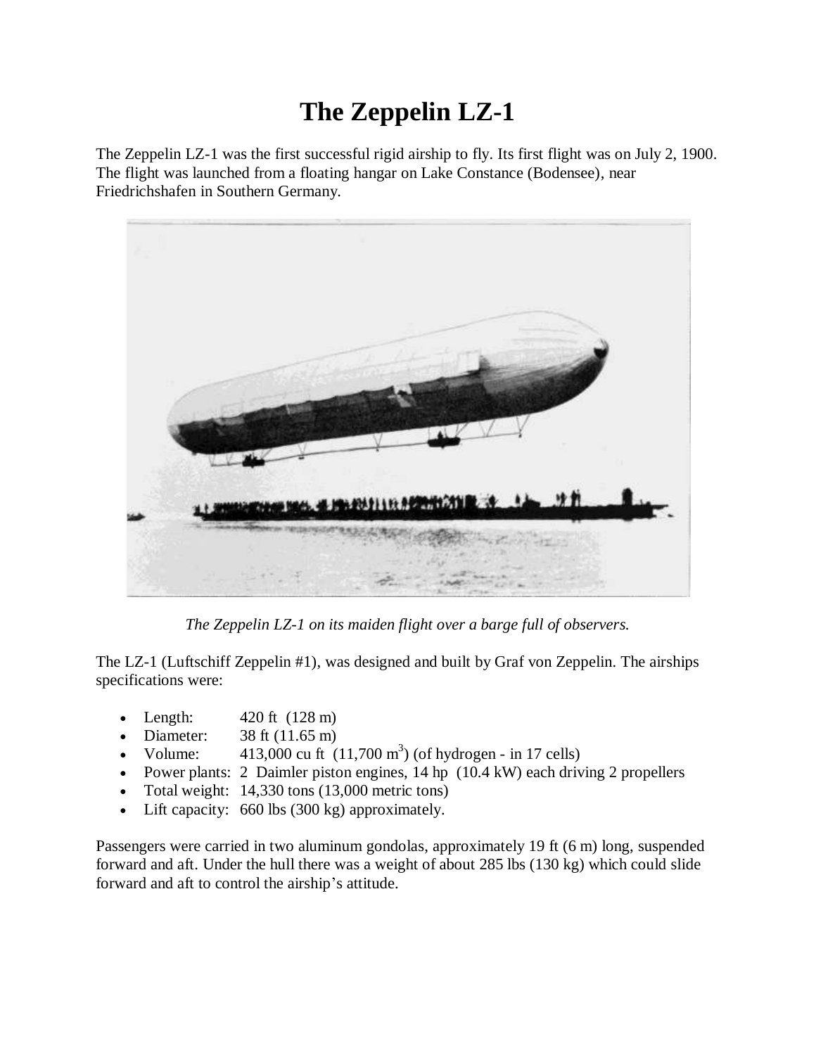# The Zeppelin LZ-1

The Zeppelin LZ-1 was the first successful rigid airship to fly. Its first flight was on July 2, 1900. The flight was launched from a floating hangar on Lake Constance (Bodensee), near Friedrichshafen in Southern Germany.

*The Zeppelin LZ-1 on its maiden flight over a barge full of observers.*

The LZ-1 (Luftschiff Zeppelin #1), was designed and built by Graf von Zeppelin. The airships specifications were:

- Length: 420 ft (128 m)
- Diameter: 38 ft (11.65 m)
- Volume: 413,000 cu ft (11,700 $m^3$) (of hydrogen - in 17 cells)
- Power plants: 2 Daimler piston engines, 14 hp (10.4 kW) each driving 2 propellers
- Total weight: 14,330 tons (13,000 metric tons)
- Lift capacity: 660 lbs (300 kg) approximately.

Passengers were carried in two aluminum gondolas, approximately 19 ft (6 m) long, suspended forward and aft. Under the hull there was a weight of about 285 lbs (130 kg) which could slide forward and aft to control the airship's attitude.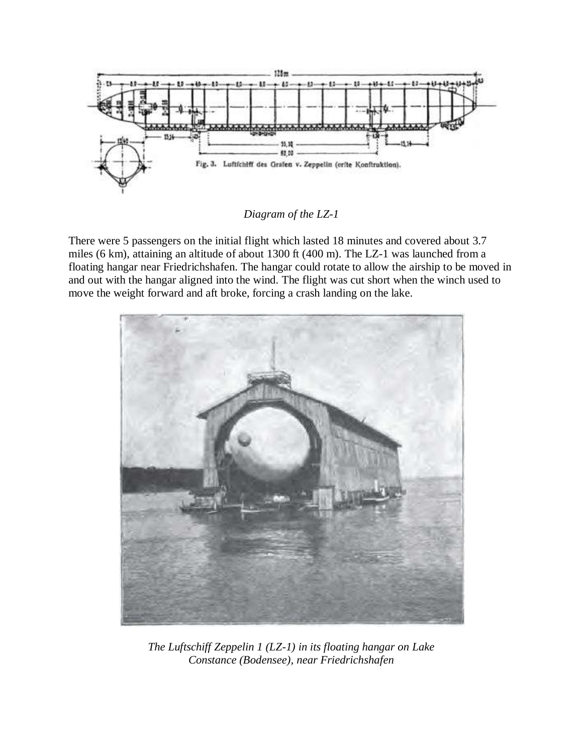*Diagram of the LZ-1*

There were 5 passengers on the initial flight which lasted 18 minutes and covered about 3.7 miles (6 km), attaining an altitude of about 1300 ft (400 m). The LZ-1 was launched from a floating hangar near Friedrichshafen. The hangar could rotate to allow the airship to be moved in and out with the hangar aligned into the wind. The flight was cut short when the winch used to move the weight forward and aft broke, forcing a crash landing on the lake.

*The Luftschiff Zeppelin 1 (LZ-1) in its floating hangar on Lake Constance (Bodensee), near Friedrichshafen*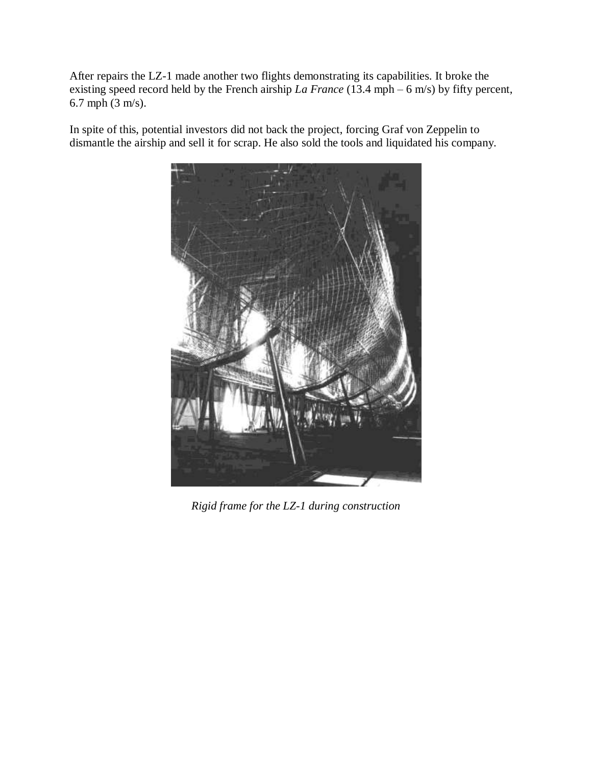After repairs the LZ-1 made another two flights demonstrating its capabilities. It broke the existing speed record held by the French airship *La France* (13.4 mph – 6 m/s) by fifty percent, 6.7 mph (3 m/s).

In spite of this, potential investors did not back the project, forcing Graf von Zeppelin to dismantle the airship and sell it for scrap. He also sold the tools and liquidated his company.

*Rigid frame for the LZ-1 during construction*